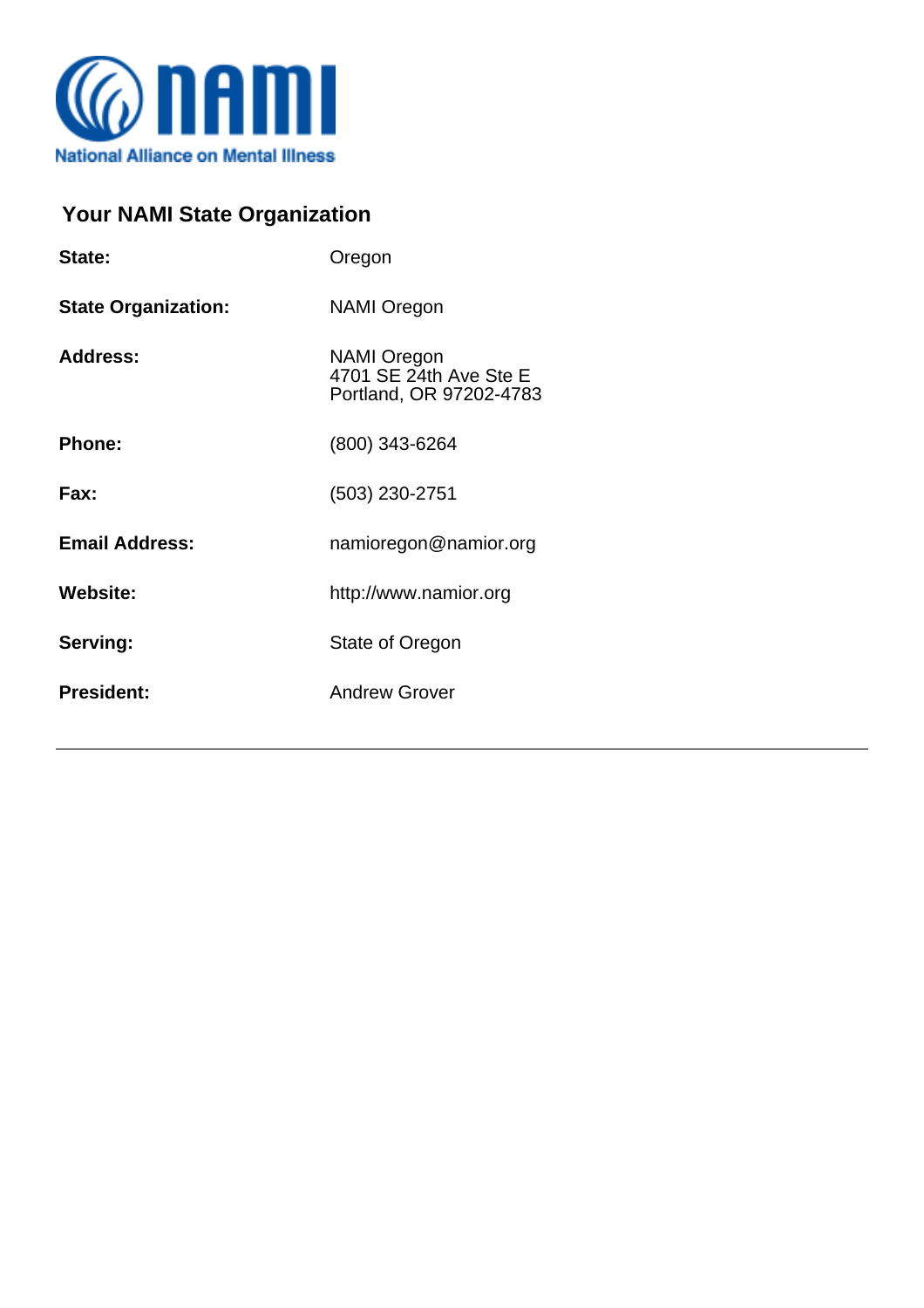NAMI
National Alliance on Mental Illness

## Your NAMI State Organization

| | |
|---|---|
| **State:** | Oregon |
| **State Organization:** | NAMI Oregon |
| **Address:** | NAMI Oregon<br>4701 SE 24th Ave Ste E<br>Portland, OR 97202-4783 |
| **Phone:** | (800) 343-6264 |
| **Fax:** | (503) 230-2751 |
| **Email Address:** | namioregon@namior.org |
| **Website:** | http://www.namior.org |
| **Serving:** | State of Oregon |
| **President:** | Andrew Grover |

---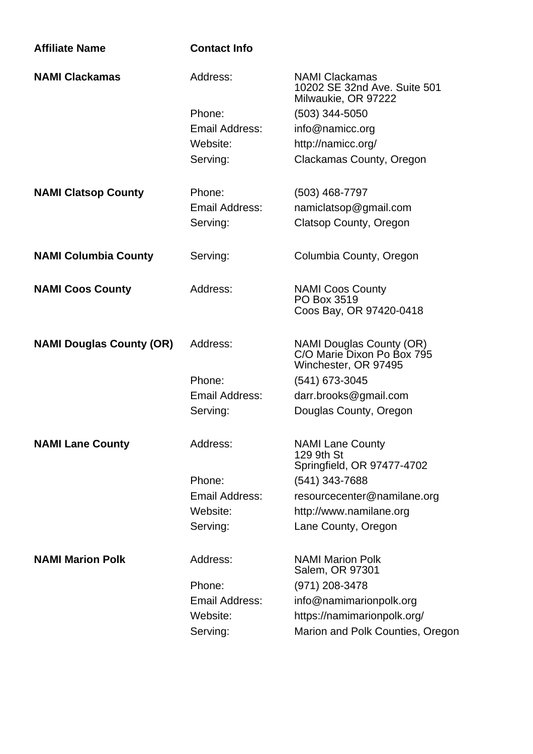| Affiliate Name | Contact Info | |
|---|---|---|
| **NAMI Clackamas** | Address: | NAMI Clackamas<br>10202 SE 32nd Ave. Suite 501<br>Milwaukie, OR 97222 |
| | Phone: | (503) 344-5050 |
| | Email Address: | info@namicc.org |
| | Website: | http://namicc.org/ |
| | Serving: | Clackamas County, Oregon |
| **NAMI Clatsop County** | Phone: | (503) 468-7797 |
| | Email Address: | namiclatsop@gmail.com |
| | Serving: | Clatsop County, Oregon |
| **NAMI Columbia County** | Serving: | Columbia County, Oregon |
| **NAMI Coos County** | Address: | NAMI Coos County<br>PO Box 3519<br>Coos Bay, OR 97420-0418 |
| **NAMI Douglas County (OR)** | Address: | NAMI Douglas County (OR)<br>C/O Marie Dixon Po Box 795<br>Winchester, OR 97495 |
| | Phone: | (541) 673-3045 |
| | Email Address: | darr.brooks@gmail.com |
| | Serving: | Douglas County, Oregon |
| **NAMI Lane County** | Address: | NAMI Lane County<br>129 9th St<br>Springfield, OR 97477-4702 |
| | Phone: | (541) 343-7688 |
| | Email Address: | resourcecenter@namilane.org |
| | Website: | http://www.namilane.org |
| | Serving: | Lane County, Oregon |
| **NAMI Marion Polk** | Address: | NAMI Marion Polk<br>Salem, OR 97301 |
| | Phone: | (971) 208-3478 |
| | Email Address: | info@namimarionpolk.org |
| | Website: | https://namimarionpolk.org/ |
| | Serving: | Marion and Polk Counties, Oregon |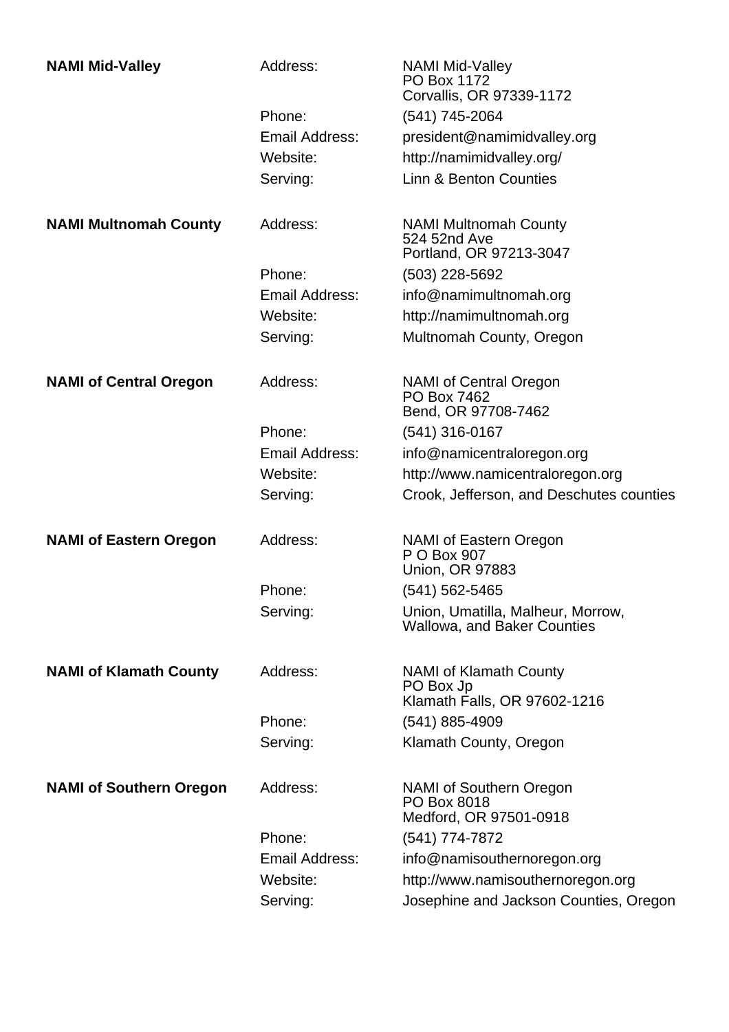**NAMI Mid-Valley**

| | |
|---|---|
| Address: | NAMI Mid-Valley<br>PO Box 1172<br>Corvallis, OR 97339-1172 |
| Phone: | (541) 745-2064 |
| Email Address: | president@namimidvalley.org |
| Website: | http://namimidvalley.org/ |
| Serving: | Linn & Benton Counties |

**NAMI Multnomah County**

| | |
|---|---|
| Address: | NAMI Multnomah County<br>524 52nd Ave<br>Portland, OR 97213-3047 |
| Phone: | (503) 228-5692 |
| Email Address: | info@namimultnomah.org |
| Website: | http://namimultnomah.org |
| Serving: | Multnomah County, Oregon |

**NAMI of Central Oregon**

| | |
|---|---|
| Address: | NAMI of Central Oregon<br>PO Box 7462<br>Bend, OR 97708-7462 |
| Phone: | (541) 316-0167 |
| Email Address: | info@namicentraloregon.org |
| Website: | http://www.namicentraloregon.org |
| Serving: | Crook, Jefferson, and Deschutes counties |

**NAMI of Eastern Oregon**

| | |
|---|---|
| Address: | NAMI of Eastern Oregon<br>P O Box 907<br>Union, OR 97883 |
| Phone: | (541) 562-5465 |
| Serving: | Union, Umatilla, Malheur, Morrow, Wallowa, and Baker Counties |

**NAMI of Klamath County**

| | |
|---|---|
| Address: | NAMI of Klamath County<br>PO Box Jp<br>Klamath Falls, OR 97602-1216 |
| Phone: | (541) 885-4909 |
| Serving: | Klamath County, Oregon |

**NAMI of Southern Oregon**

| | |
|---|---|
| Address: | NAMI of Southern Oregon<br>PO Box 8018<br>Medford, OR 97501-0918 |
| Phone: | (541) 774-7872 |
| Email Address: | info@namisouthernoregon.org |
| Website: | http://www.namisouthernoregon.org |
| Serving: | Josephine and Jackson Counties, Oregon |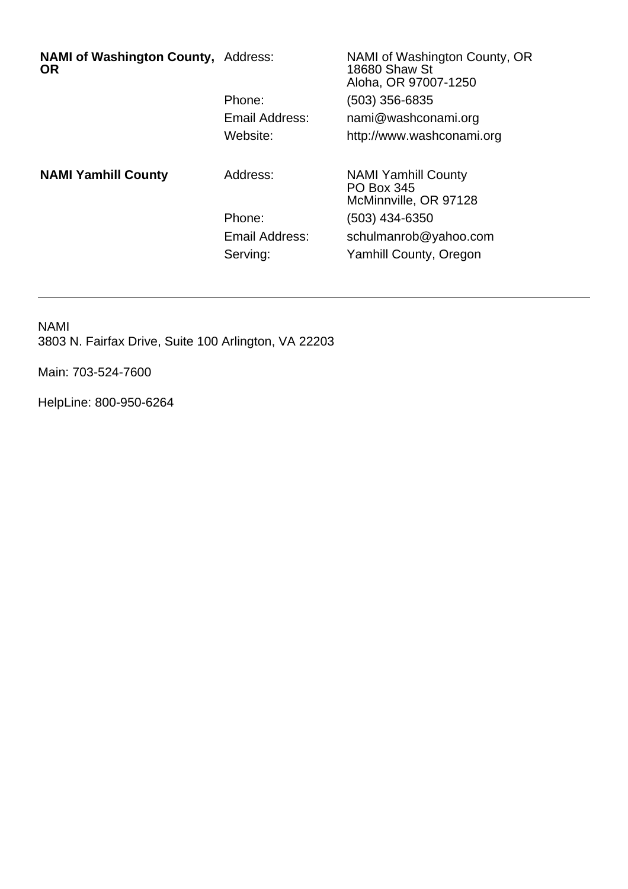| | | |
|---|---|---|
| **NAMI of Washington County, OR** | Address: | NAMI of Washington County, OR<br>18680 Shaw St<br>Aloha, OR 97007-1250 |
| | Phone: | (503) 356-6835 |
| | Email Address: | nami@washconami.org |
| | Website: | http://www.washconami.org |
| **NAMI Yamhill County** | Address: | NAMI Yamhill County<br>PO Box 345<br>McMinnville, OR 97128 |
| | Phone: | (503) 434-6350 |
| | Email Address: | schulmanrob@yahoo.com |
| | Serving: | Yamhill County, Oregon |

---

NAMI
3803 N. Fairfax Drive, Suite 100 Arlington, VA 22203

Main: 703-524-7600

HelpLine: 800-950-6264